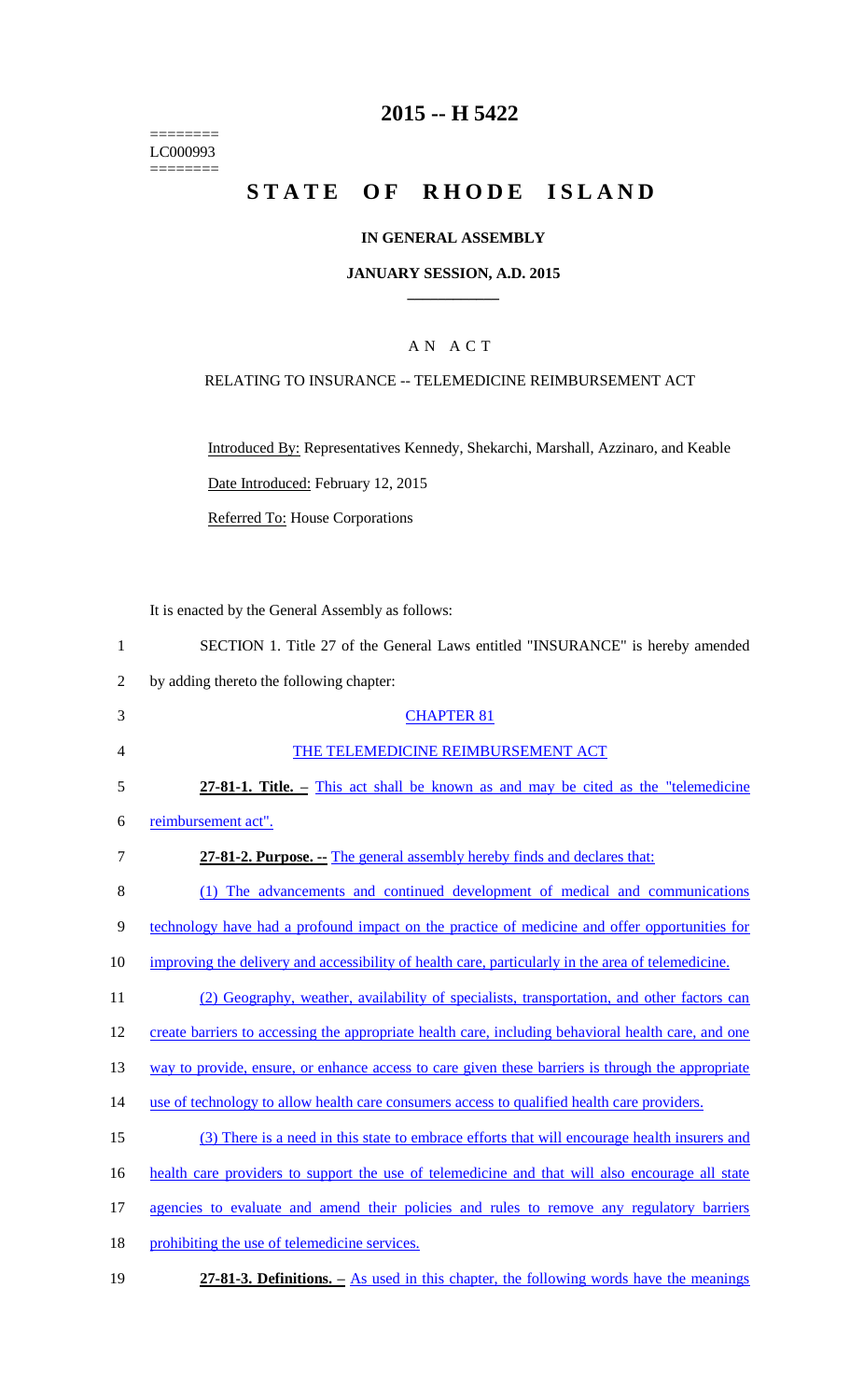# 2015 -- H 5422

========
LC000993
========

# STATE OF RHODE ISLAND

## IN GENERAL ASSEMBLY

### JANUARY SESSION, A.D. 2015

## A N A C T

### RELATING TO INSURANCE -- TELEMEDICINE REIMBURSEMENT ACT

Introduced By: Representatives Kennedy, Shekarchi, Marshall, Azzinaro, and Keable

Date Introduced: February 12, 2015

Referred To: House Corporations

It is enacted by the General Assembly as follows:

1 SECTION 1. Title 27 of the General Laws entitled "INSURANCE" is hereby amended
2 by adding thereto the following chapter:

3 CHAPTER 81

4 THE TELEMEDICINE REIMBURSEMENT ACT

5 **27-81-1. Title. –** This act shall be known as and may be cited as the "telemedicine
6 reimbursement act".

7 **27-81-2. Purpose. --** The general assembly hereby finds and declares that:

8 (1) The advancements and continued development of medical and communications
9 technology have had a profound impact on the practice of medicine and offer opportunities for
10 improving the delivery and accessibility of health care, particularly in the area of telemedicine.

11 (2) Geography, weather, availability of specialists, transportation, and other factors can
12 create barriers to accessing the appropriate health care, including behavioral health care, and one
13 way to provide, ensure, or enhance access to care given these barriers is through the appropriate
14 use of technology to allow health care consumers access to qualified health care providers.

15 (3) There is a need in this state to embrace efforts that will encourage health insurers and
16 health care providers to support the use of telemedicine and that will also encourage all state
17 agencies to evaluate and amend their policies and rules to remove any regulatory barriers
18 prohibiting the use of telemedicine services.

19 **27-81-3. Definitions. –** As used in this chapter, the following words have the meanings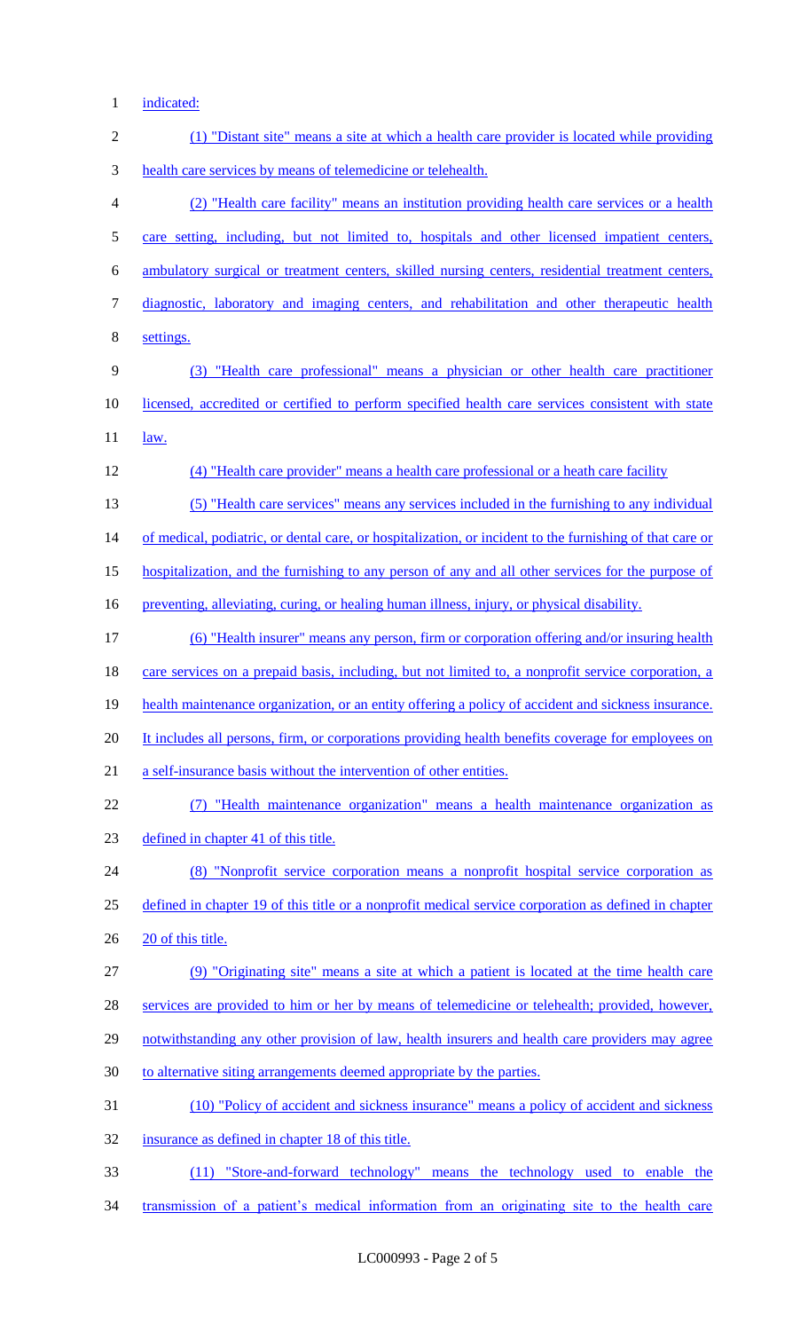indicated:

(1) "Distant site" means a site at which a health care provider is located while providing health care services by means of telemedicine or telehealth.

(2) "Health care facility" means an institution providing health care services or a health care setting, including, but not limited to, hospitals and other licensed impatient centers, ambulatory surgical or treatment centers, skilled nursing centers, residential treatment centers, diagnostic, laboratory and imaging centers, and rehabilitation and other therapeutic health settings.

(3) "Health care professional" means a physician or other health care practitioner licensed, accredited or certified to perform specified health care services consistent with state law.

(4) "Health care provider" means a health care professional or a heath care facility

(5) "Health care services" means any services included in the furnishing to any individual of medical, podiatric, or dental care, or hospitalization, or incident to the furnishing of that care or hospitalization, and the furnishing to any person of any and all other services for the purpose of preventing, alleviating, curing, or healing human illness, injury, or physical disability.

(6) "Health insurer" means any person, firm or corporation offering and/or insuring health care services on a prepaid basis, including, but not limited to, a nonprofit service corporation, a health maintenance organization, or an entity offering a policy of accident and sickness insurance. It includes all persons, firm, or corporations providing health benefits coverage for employees on a self-insurance basis without the intervention of other entities.

(7) "Health maintenance organization" means a health maintenance organization as defined in chapter 41 of this title.

(8) "Nonprofit service corporation means a nonprofit hospital service corporation as defined in chapter 19 of this title or a nonprofit medical service corporation as defined in chapter 20 of this title.

(9) "Originating site" means a site at which a patient is located at the time health care services are provided to him or her by means of telemedicine or telehealth; provided, however, notwithstanding any other provision of law, health insurers and health care providers may agree to alternative siting arrangements deemed appropriate by the parties.

(10) "Policy of accident and sickness insurance" means a policy of accident and sickness insurance as defined in chapter 18 of this title.

(11) "Store-and-forward technology" means the technology used to enable the transmission of a patient's medical information from an originating site to the health care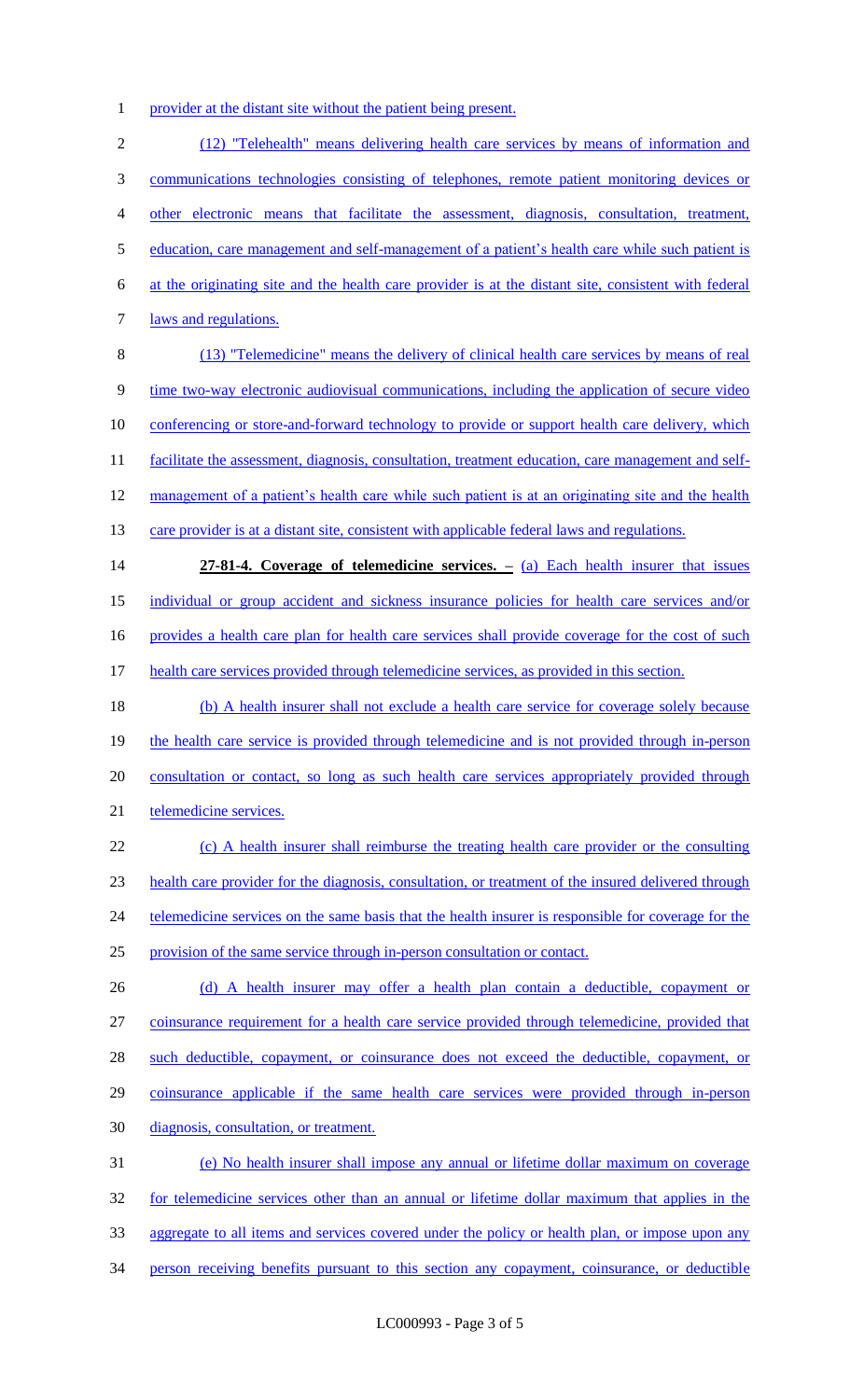provider at the distant site without the patient being present.

(12) "Telehealth" means delivering health care services by means of information and communications technologies consisting of telephones, remote patient monitoring devices or other electronic means that facilitate the assessment, diagnosis, consultation, treatment, education, care management and self-management of a patient's health care while such patient is at the originating site and the health care provider is at the distant site, consistent with federal laws and regulations.

(13) "Telemedicine" means the delivery of clinical health care services by means of real time two-way electronic audiovisual communications, including the application of secure video conferencing or store-and-forward technology to provide or support health care delivery, which facilitate the assessment, diagnosis, consultation, treatment education, care management and self-management of a patient's health care while such patient is at an originating site and the health care provider is at a distant site, consistent with applicable federal laws and regulations.

**27-81-4. Coverage of telemedicine services. –** (a) Each health insurer that issues individual or group accident and sickness insurance policies for health care services and/or provides a health care plan for health care services shall provide coverage for the cost of such health care services provided through telemedicine services, as provided in this section.

(b) A health insurer shall not exclude a health care service for coverage solely because the health care service is provided through telemedicine and is not provided through in-person consultation or contact, so long as such health care services appropriately provided through telemedicine services.

(c) A health insurer shall reimburse the treating health care provider or the consulting health care provider for the diagnosis, consultation, or treatment of the insured delivered through telemedicine services on the same basis that the health insurer is responsible for coverage for the provision of the same service through in-person consultation or contact.

(d) A health insurer may offer a health plan contain a deductible, copayment or coinsurance requirement for a health care service provided through telemedicine, provided that such deductible, copayment, or coinsurance does not exceed the deductible, copayment, or coinsurance applicable if the same health care services were provided through in-person diagnosis, consultation, or treatment.

(e) No health insurer shall impose any annual or lifetime dollar maximum on coverage for telemedicine services other than an annual or lifetime dollar maximum that applies in the aggregate to all items and services covered under the policy or health plan, or impose upon any person receiving benefits pursuant to this section any copayment, coinsurance, or deductible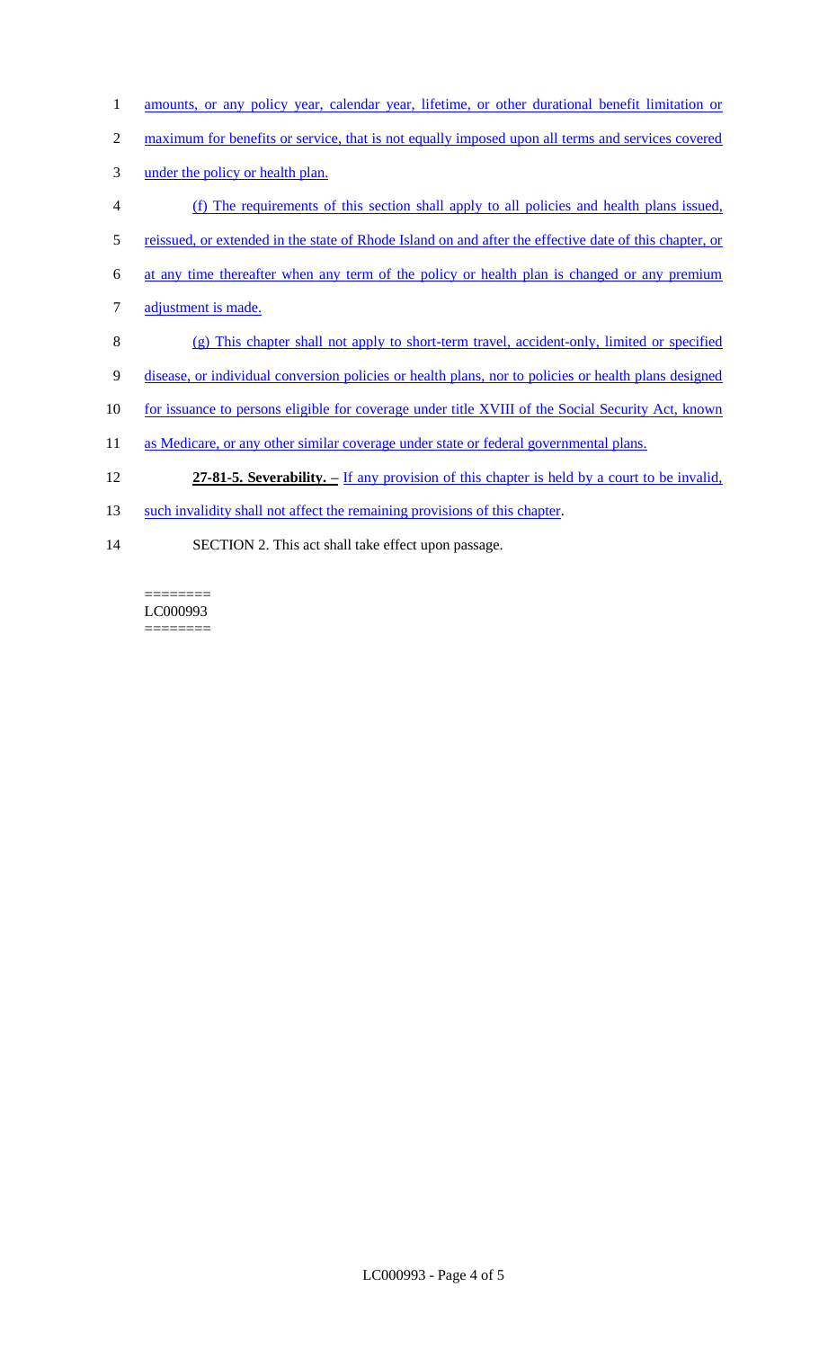amounts, or any policy year, calendar year, lifetime, or other durational benefit limitation or maximum for benefits or service, that is not equally imposed upon all terms and services covered under the policy or health plan.

(f) The requirements of this section shall apply to all policies and health plans issued, reissued, or extended in the state of Rhode Island on and after the effective date of this chapter, or at any time thereafter when any term of the policy or health plan is changed or any premium adjustment is made.

(g) This chapter shall not apply to short-term travel, accident-only, limited or specified disease, or individual conversion policies or health plans, nor to policies or health plans designed for issuance to persons eligible for coverage under title XVIII of the Social Security Act, known as Medicare, or any other similar coverage under state or federal governmental plans.

**27-81-5. Severability. –** If any provision of this chapter is held by a court to be invalid, such invalidity shall not affect the remaining provisions of this chapter.

SECTION 2. This act shall take effect upon passage.

========
LC000993
========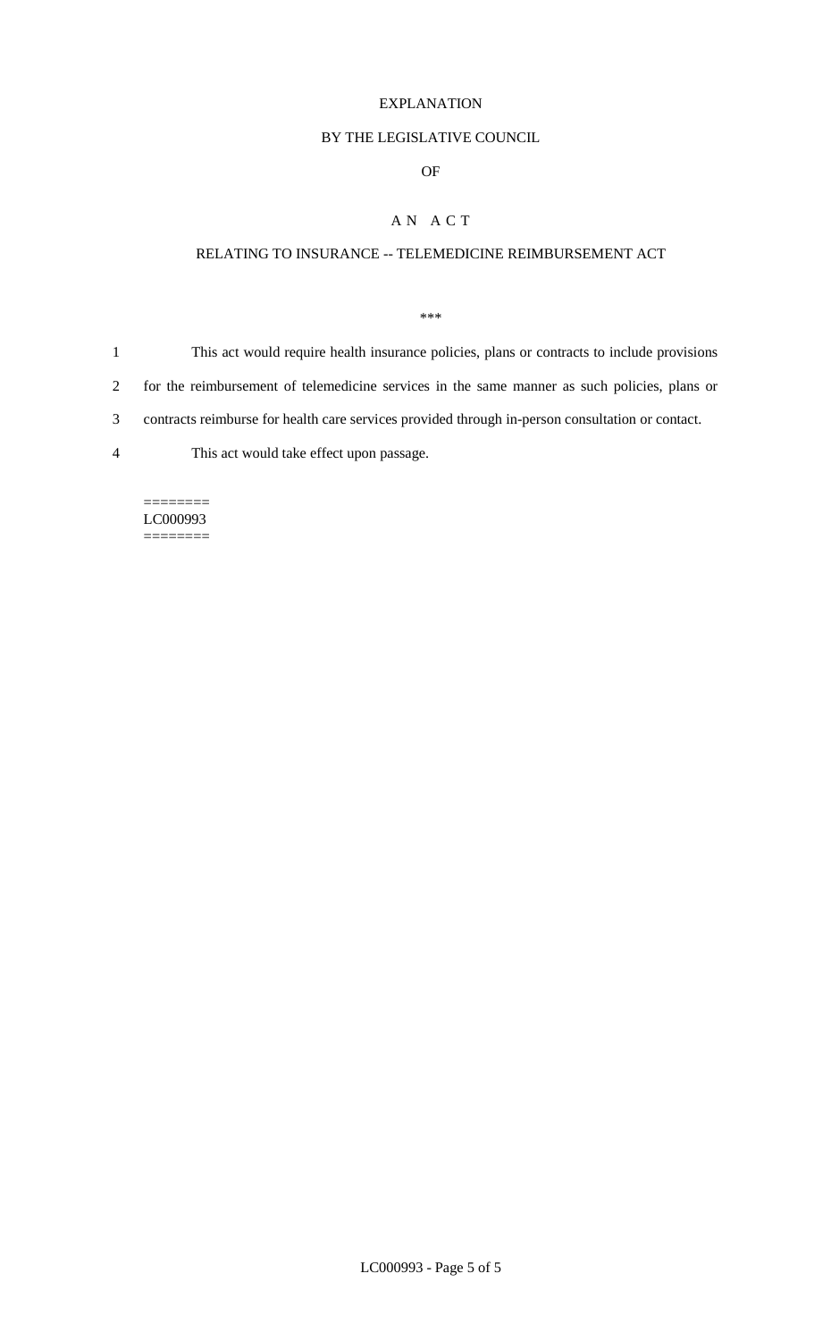EXPLANATION

BY THE LEGISLATIVE COUNCIL

OF

A N A C T

RELATING TO INSURANCE -- TELEMEDICINE REIMBURSEMENT ACT

\*\*\*

This act would require health insurance policies, plans or contracts to include provisions for the reimbursement of telemedicine services in the same manner as such policies, plans or contracts reimburse for health care services provided through in-person consultation or contact.

This act would take effect upon passage.

========
LC000993
========